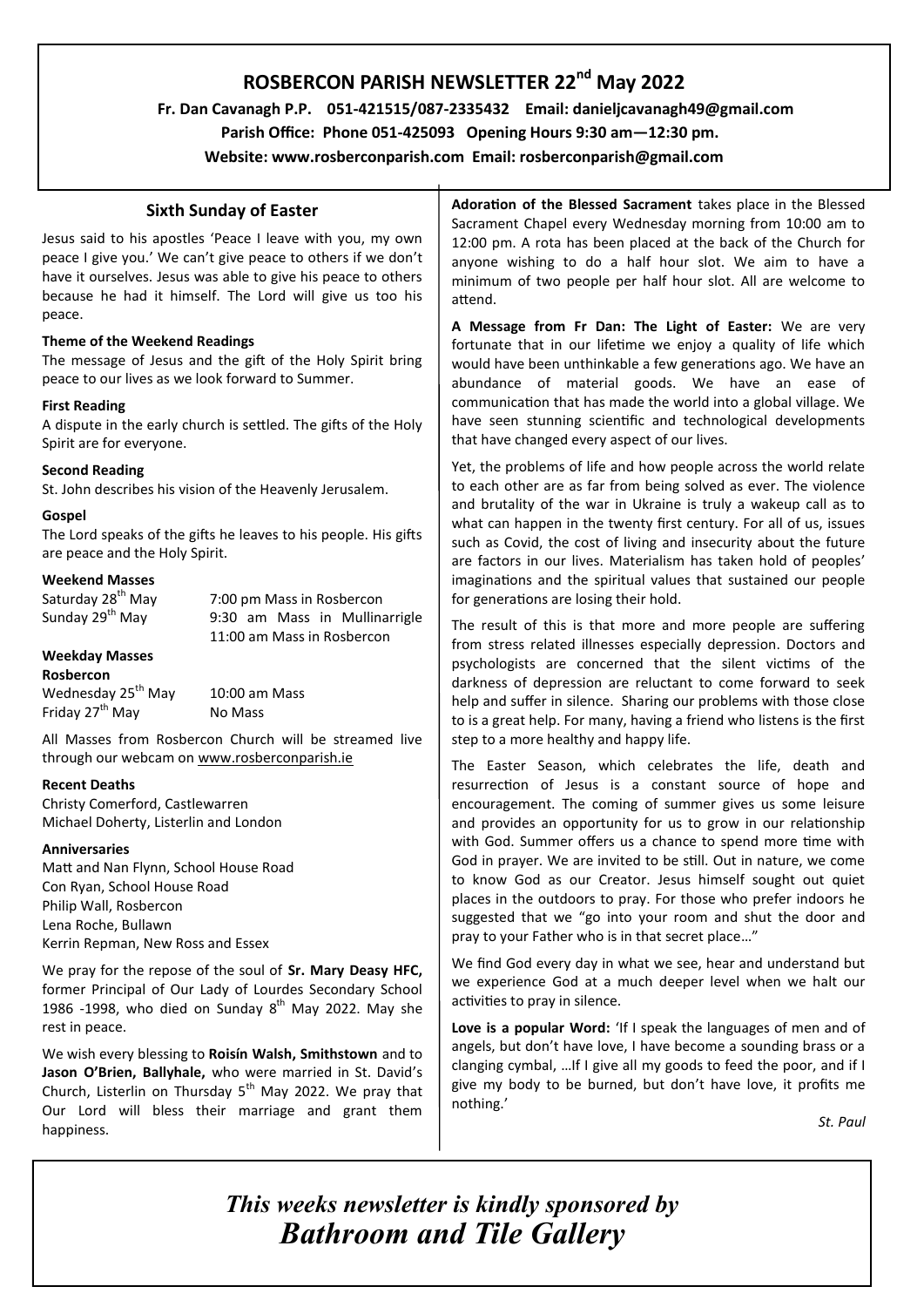# ROSBERCON PARISH NEWSLETTER 22nd May 2022

**Fr. Dan Cavanagh P.P. 051-421515/087-2335432 Email: danieljcavanagh49@gmail.com**

**Parish Office: Phone 051-425093 Opening Hours 9:30 am—12:30 pm.**

**Website: www.rosberconparish.com Email: rosberconparish@gmail.com**

## Sixth Sunday of Easter

Jesus said to his apostles 'Peace I leave with you, my own peace I give you.' We can't give peace to others if we don't have it ourselves. Jesus was able to give his peace to others because he had it himself. The Lord will give us too his peace.

### Theme of the Weekend Readings

The message of Jesus and the gift of the Holy Spirit bring peace to our lives as we look forward to Summer.

### First Reading

A dispute in the early church is settled. The gifts of the Holy Spirit are for everyone.

### Second Reading

St. John describes his vision of the Heavenly Jerusalem.

### Gospel

The Lord speaks of the gifts he leaves to his people. His gifts are peace and the Holy Spirit.

### Weekend Masses

| | |
|---|---|
| Saturday 28th May | 7:00 pm Mass in Rosbercon |
| Sunday 29th May | 9:30 am Mass in Mullinarrigle |
| | 11:00 am Mass in Rosbercon |

### Weekday Masses

**Rosbercon**

| | |
|---|---|
| Wednesday 25th May | 10:00 am Mass |
| Friday 27th May | No Mass |

All Masses from Rosbercon Church will be streamed live through our webcam on www.rosberconparish.ie

### Recent Deaths

Christy Comerford, Castlewarren
Michael Doherty, Listerlin and London

### Anniversaries

Matt and Nan Flynn, School House Road
Con Ryan, School House Road
Philip Wall, Rosbercon
Lena Roche, Bullawn
Kerrin Repman, New Ross and Essex

We pray for the repose of the soul of **Sr. Mary Deasy HFC,** former Principal of Our Lady of Lourdes Secondary School 1986 -1998, who died on Sunday 8th May 2022. May she rest in peace.

We wish every blessing to **Roisín Walsh, Smithstown** and to **Jason O'Brien, Ballyhale,** who were married in St. David's Church, Listerlin on Thursday 5th May 2022. We pray that Our Lord will bless their marriage and grant them happiness.

**Adoration of the Blessed Sacrament** takes place in the Blessed Sacrament Chapel every Wednesday morning from 10:00 am to 12:00 pm. A rota has been placed at the back of the Church for anyone wishing to do a half hour slot. We aim to have a minimum of two people per half hour slot. All are welcome to attend.

**A Message from Fr Dan: The Light of Easter:** We are very fortunate that in our lifetime we enjoy a quality of life which would have been unthinkable a few generations ago. We have an abundance of material goods. We have an ease of communication that has made the world into a global village. We have seen stunning scientific and technological developments that have changed every aspect of our lives.

Yet, the problems of life and how people across the world relate to each other are as far from being solved as ever. The violence and brutality of the war in Ukraine is truly a wakeup call as to what can happen in the twenty first century. For all of us, issues such as Covid, the cost of living and insecurity about the future are factors in our lives. Materialism has taken hold of peoples' imaginations and the spiritual values that sustained our people for generations are losing their hold.

The result of this is that more and more people are suffering from stress related illnesses especially depression. Doctors and psychologists are concerned that the silent victims of the darkness of depression are reluctant to come forward to seek help and suffer in silence. Sharing our problems with those close to is a great help. For many, having a friend who listens is the first step to a more healthy and happy life.

The Easter Season, which celebrates the life, death and resurrection of Jesus is a constant source of hope and encouragement. The coming of summer gives us some leisure and provides an opportunity for us to grow in our relationship with God. Summer offers us a chance to spend more time with God in prayer. We are invited to be still. Out in nature, we come to know God as our Creator. Jesus himself sought out quiet places in the outdoors to pray. For those who prefer indoors he suggested that we "go into your room and shut the door and pray to your Father who is in that secret place…"

We find God every day in what we see, hear and understand but we experience God at a much deeper level when we halt our activities to pray in silence.

**Love is a popular Word:** 'If I speak the languages of men and of angels, but don't have love, I have become a sounding brass or a clanging cymbal, …If I give all my goods to feed the poor, and if I give my body to be burned, but don't have love, it profits me nothing.'

*St. Paul*

***This weeks newsletter is kindly sponsored by Bathroom and Tile Gallery***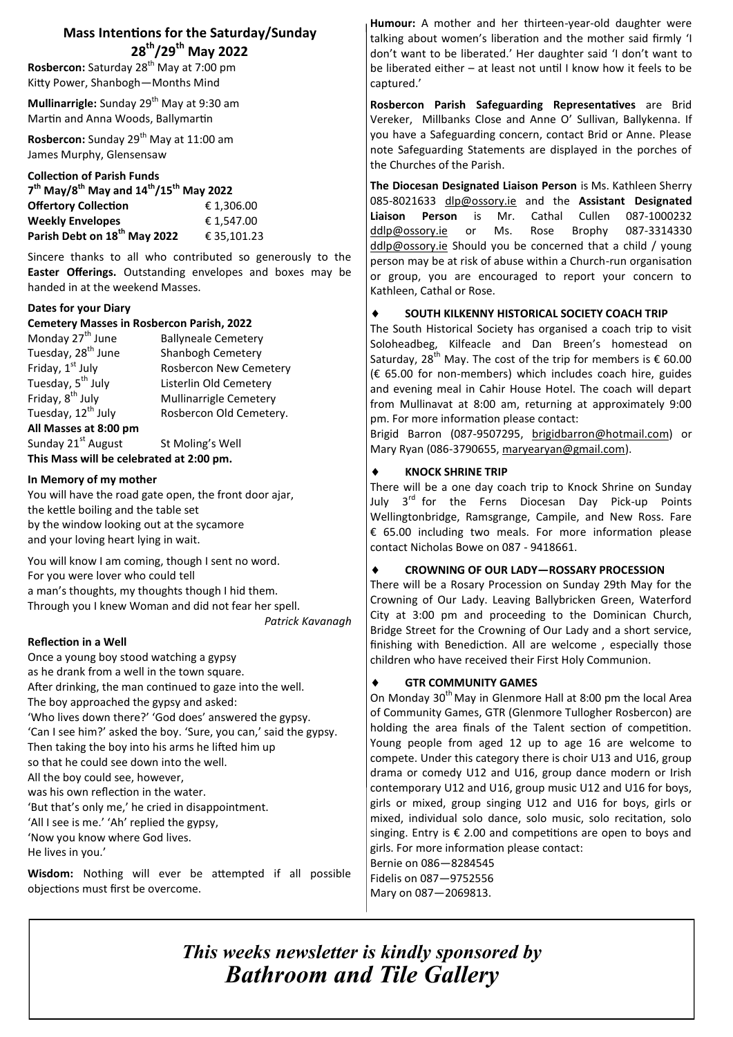## Mass Intentions for the Saturday/Sunday 28th/29th May 2022

**Rosbercon:** Saturday 28th May at 7:00 pm
Kitty Power, Shanbogh—Months Mind

**Mullinarrigle:** Sunday 29th May at 9:30 am
Martin and Anna Woods, Ballymartin

**Rosbercon:** Sunday 29th May at 11:00 am
James Murphy, Glensensaw

**Collection of Parish Funds**
**7th May/8th May and 14th/15th May 2022**

| | |
|---|---|
| **Offertory Collection** | € 1,306.00 |
| **Weekly Envelopes** | € 1,547.00 |
| **Parish Debt on 18th May 2022** | € 35,101.23 |

Sincere thanks to all who contributed so generously to the **Easter Offerings.** Outstanding envelopes and boxes may be handed in at the weekend Masses.

**Dates for your Diary**
**Cemetery Masses in Rosbercon Parish, 2022**

| | |
|---|---|
| Monday 27th June | Ballyneale Cemetery |
| Tuesday, 28th June | Shanbogh Cemetery |
| Friday, 1st July | Rosbercon New Cemetery |
| Tuesday, 5th July | Listerlin Old Cemetery |
| Friday, 8th July | Mullinarrigle Cemetery |
| Tuesday, 12th July | Rosbercon Old Cemetery. |

**All Masses at 8:00 pm**
Sunday 21st August St Moling's Well
**This Mass will be celebrated at 2:00 pm.**

**In Memory of my mother**

You will have the road gate open, the front door ajar,
the kettle boiling and the table set
by the window looking out at the sycamore
and your loving heart lying in wait.

You will know I am coming, though I sent no word.
For you were lover who could tell
a man's thoughts, my thoughts though I hid them.
Through you I knew Woman and did not fear her spell.

*Patrick Kavanagh*

**Reflection in a Well**

Once a young boy stood watching a gypsy
as he drank from a well in the town square.
After drinking, the man continued to gaze into the well.
The boy approached the gypsy and asked:
'Who lives down there?' 'God does' answered the gypsy.
'Can I see him?' asked the boy. 'Sure, you can,' said the gypsy.
Then taking the boy into his arms he lifted him up
so that he could see down into the well.
All the boy could see, however,
was his own reflection in the water.
'But that's only me,' he cried in disappointment.
'All I see is me.' 'Ah' replied the gypsy,
'Now you know where God lives.
He lives in you.'

**Wisdom:** Nothing will ever be attempted if all possible objections must first be overcome.

**Humour:** A mother and her thirteen-year-old daughter were talking about women's liberation and the mother said firmly 'I don't want to be liberated.' Her daughter said 'I don't want to be liberated either – at least not until I know how it feels to be captured.'

**Rosbercon Parish Safeguarding Representatives** are Brid Vereker, Millbanks Close and Anne O' Sullivan, Ballykenna. If you have a Safeguarding concern, contact Brid or Anne. Please note Safeguarding Statements are displayed in the porches of the Churches of the Parish.

**The Diocesan Designated Liaison Person** is Ms. Kathleen Sherry 085-8021633 dlp@ossory.ie and the **Assistant Designated Liaison Person** is Mr. Cathal Cullen 087-1000232 ddlp@ossory.ie or Ms. Rose Brophy 087-3314330 ddlp@ossory.ie Should you be concerned that a child / young person may be at risk of abuse within a Church-run organisation or group, you are encouraged to report your concern to Kathleen, Cathal or Rose.

- **SOUTH KILKENNY HISTORICAL SOCIETY COACH TRIP**

The South Historical Society has organised a coach trip to visit Soloheadbeg, Kilfeacle and Dan Breen's homestead on Saturday, 28th May. The cost of the trip for members is € 60.00 (€ 65.00 for non-members) which includes coach hire, guides and evening meal in Cahir House Hotel. The coach will depart from Mullinavat at 8:00 am, returning at approximately 9:00 pm. For more information please contact:
Brigid Barron (087-9507295, brigidbarron@hotmail.com) or Mary Ryan (086-3790655, maryearyan@gmail.com).

- **KNOCK SHRINE TRIP**

There will be a one day coach trip to Knock Shrine on Sunday July 3rd for the Ferns Diocesan Day Pick-up Points Wellingtonbridge, Ramsgrange, Campile, and New Ross. Fare € 65.00 including two meals. For more information please contact Nicholas Bowe on 087 - 9418661.

- **CROWNING OF OUR LADY—ROSSARY PROCESSION**

There will be a Rosary Procession on Sunday 29th May for the Crowning of Our Lady. Leaving Ballybricken Green, Waterford City at 3:00 pm and proceeding to the Dominican Church, Bridge Street for the Crowning of Our Lady and a short service, finishing with Benediction. All are welcome , especially those children who have received their First Holy Communion.

- **GTR COMMUNITY GAMES**

On Monday 30th May in Glenmore Hall at 8:00 pm the local Area of Community Games, GTR (Glenmore Tullogher Rosbercon) are holding the area finals of the Talent section of competition. Young people from aged 12 up to age 16 are welcome to compete. Under this category there is choir U13 and U16, group drama or comedy U12 and U16, group dance modern or Irish contemporary U12 and U16, group music U12 and U16 for boys, girls or mixed, group singing U12 and U16 for boys, girls or mixed, individual solo dance, solo music, solo recitation, solo singing. Entry is € 2.00 and competitions are open to boys and girls. For more information please contact:
Bernie on 086—8284545
Fidelis on 087—9752556
Mary on 087—2069813.

***This weeks newsletter is kindly sponsored by Bathroom and Tile Gallery***